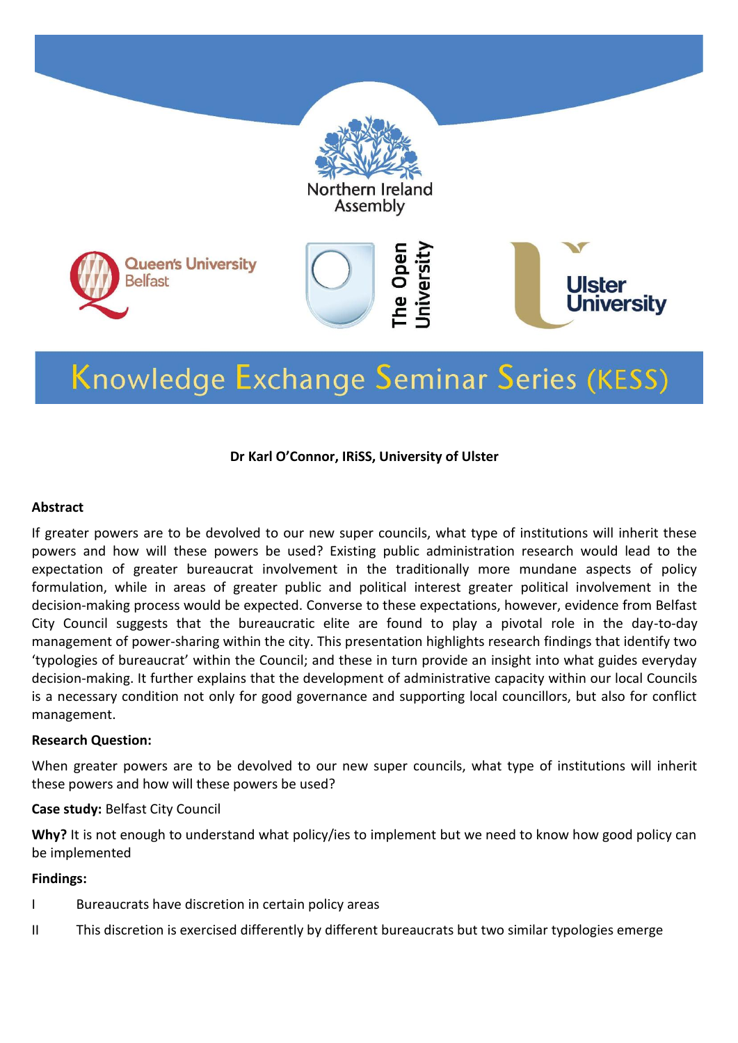Northern Ireland Assembly

Queen's University Belfast | The Open University | Ulster University

# Knowledge Exchange Seminar Series (KESS)

**Dr Karl O'Connor, IRiSS, University of Ulster**

**Abstract**

If greater powers are to be devolved to our new super councils, what type of institutions will inherit these powers and how will these powers be used? Existing public administration research would lead to the expectation of greater bureaucrat involvement in the traditionally more mundane aspects of policy formulation, while in areas of greater public and political interest greater political involvement in the decision-making process would be expected. Converse to these expectations, however, evidence from Belfast City Council suggests that the bureaucratic elite are found to play a pivotal role in the day-to-day management of power-sharing within the city. This presentation highlights research findings that identify two 'typologies of bureaucrat' within the Council; and these in turn provide an insight into what guides everyday decision-making. It further explains that the development of administrative capacity within our local Councils is a necessary condition not only for good governance and supporting local councillors, but also for conflict management.

**Research Question:**

When greater powers are to be devolved to our new super councils, what type of institutions will inherit these powers and how will these powers be used?

**Case study:** Belfast City Council

**Why?** It is not enough to understand what policy/ies to implement but we need to know how good policy can be implemented

**Findings:**

I Bureaucrats have discretion in certain policy areas

II This discretion is exercised differently by different bureaucrats but two similar typologies emerge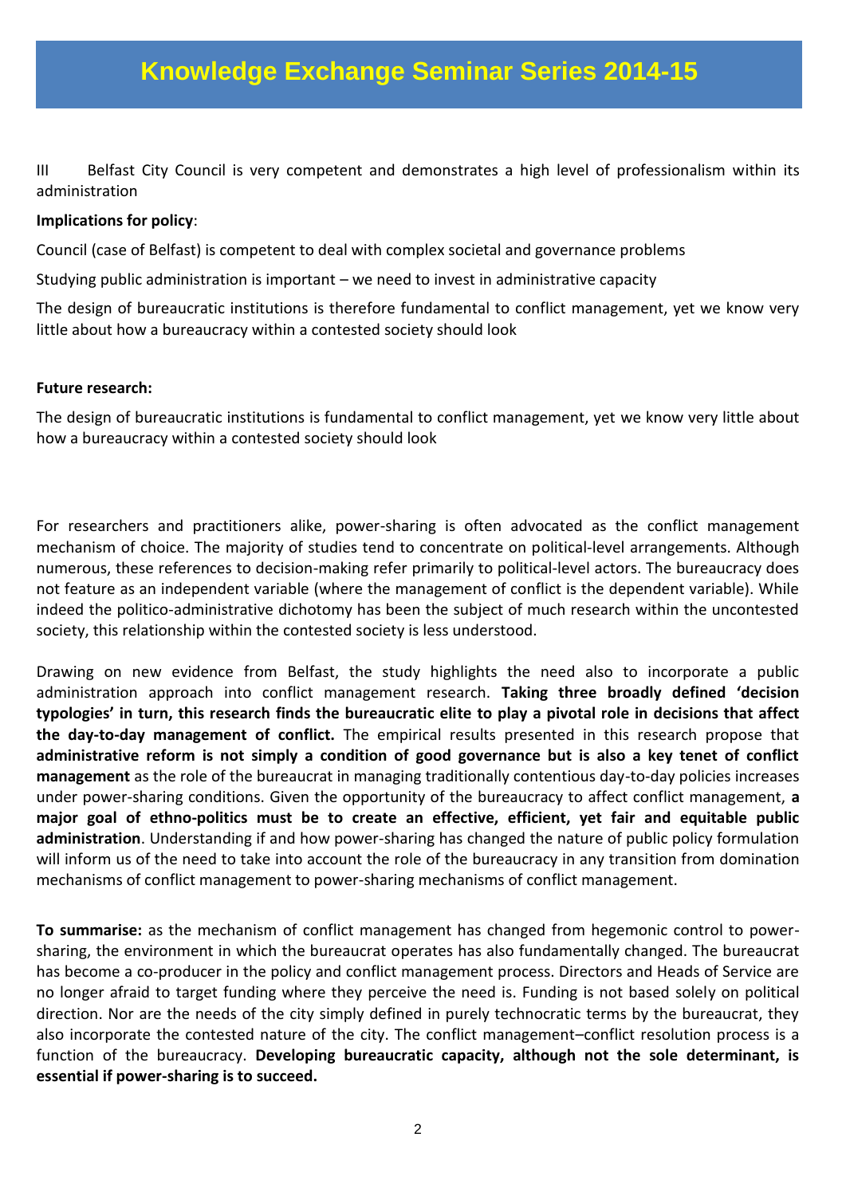III Belfast City Council is very competent and demonstrates a high level of professionalism within its administration

**Implications for policy**:

Council (case of Belfast) is competent to deal with complex societal and governance problems

Studying public administration is important – we need to invest in administrative capacity

The design of bureaucratic institutions is therefore fundamental to conflict management, yet we know very little about how a bureaucracy within a contested society should look

**Future research:**

The design of bureaucratic institutions is fundamental to conflict management, yet we know very little about how a bureaucracy within a contested society should look

For researchers and practitioners alike, power-sharing is often advocated as the conflict management mechanism of choice. The majority of studies tend to concentrate on political-level arrangements. Although numerous, these references to decision-making refer primarily to political-level actors. The bureaucracy does not feature as an independent variable (where the management of conflict is the dependent variable). While indeed the politico-administrative dichotomy has been the subject of much research within the uncontested society, this relationship within the contested society is less understood.

Drawing on new evidence from Belfast, the study highlights the need also to incorporate a public administration approach into conflict management research. **Taking three broadly defined 'decision typologies' in turn, this research finds the bureaucratic elite to play a pivotal role in decisions that affect the day-to-day management of conflict.** The empirical results presented in this research propose that **administrative reform is not simply a condition of good governance but is also a key tenet of conflict management** as the role of the bureaucrat in managing traditionally contentious day-to-day policies increases under power-sharing conditions. Given the opportunity of the bureaucracy to affect conflict management, **a major goal of ethno-politics must be to create an effective, efficient, yet fair and equitable public administration**. Understanding if and how power-sharing has changed the nature of public policy formulation will inform us of the need to take into account the role of the bureaucracy in any transition from domination mechanisms of conflict management to power-sharing mechanisms of conflict management.

**To summarise:** as the mechanism of conflict management has changed from hegemonic control to power-sharing, the environment in which the bureaucrat operates has also fundamentally changed. The bureaucrat has become a co-producer in the policy and conflict management process. Directors and Heads of Service are no longer afraid to target funding where they perceive the need is. Funding is not based solely on political direction. Nor are the needs of the city simply defined in purely technocratic terms by the bureaucrat, they also incorporate the contested nature of the city. The conflict management–conflict resolution process is a function of the bureaucracy. **Developing bureaucratic capacity, although not the sole determinant, is essential if power-sharing is to succeed.**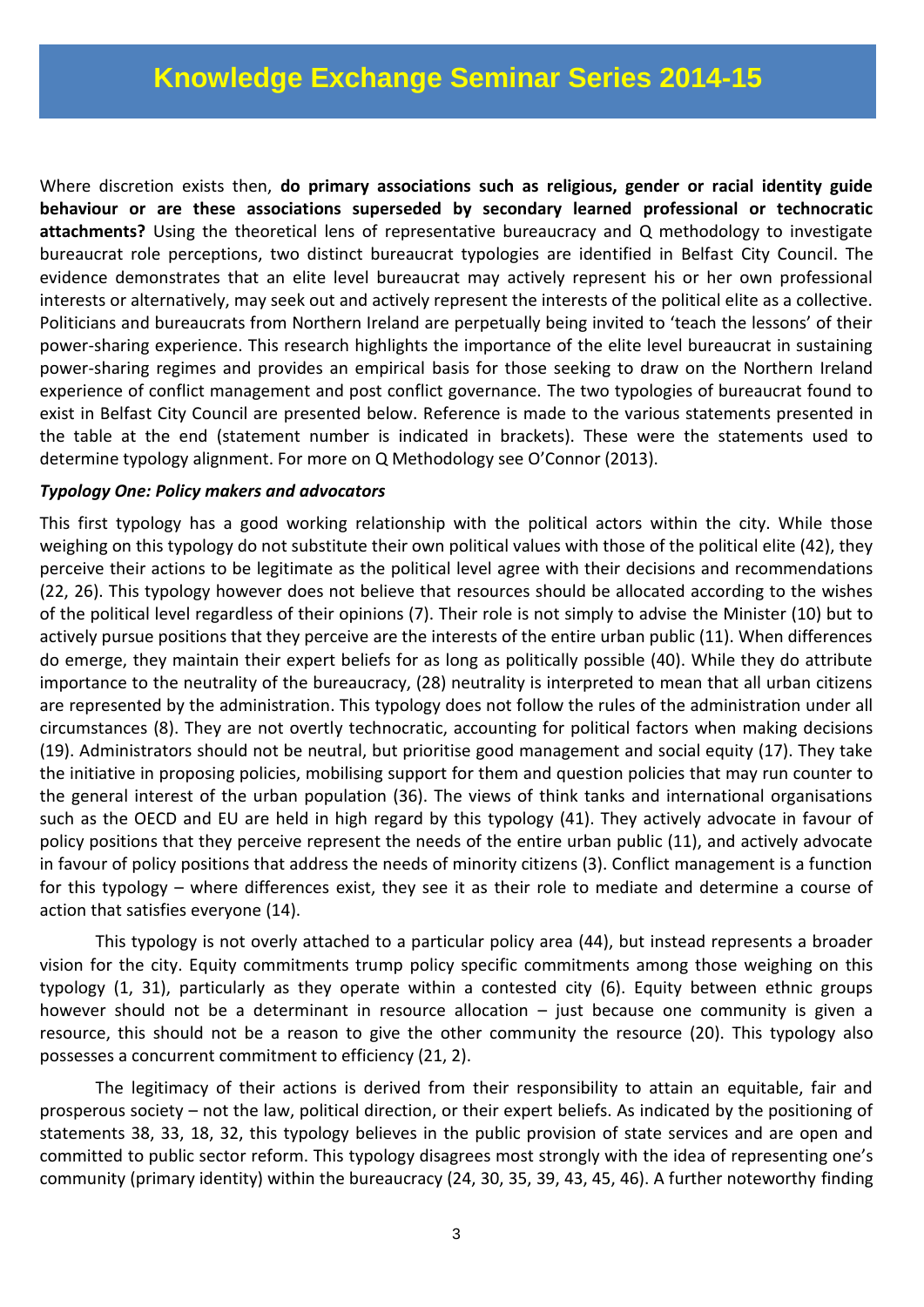Where discretion exists then, **do primary associations such as religious, gender or racial identity guide behaviour or are these associations superseded by secondary learned professional or technocratic attachments?** Using the theoretical lens of representative bureaucracy and Q methodology to investigate bureaucrat role perceptions, two distinct bureaucrat typologies are identified in Belfast City Council. The evidence demonstrates that an elite level bureaucrat may actively represent his or her own professional interests or alternatively, may seek out and actively represent the interests of the political elite as a collective. Politicians and bureaucrats from Northern Ireland are perpetually being invited to 'teach the lessons' of their power-sharing experience. This research highlights the importance of the elite level bureaucrat in sustaining power-sharing regimes and provides an empirical basis for those seeking to draw on the Northern Ireland experience of conflict management and post conflict governance. The two typologies of bureaucrat found to exist in Belfast City Council are presented below. Reference is made to the various statements presented in the table at the end (statement number is indicated in brackets). These were the statements used to determine typology alignment. For more on Q Methodology see O'Connor (2013).

***Typology One: Policy makers and advocators***

This first typology has a good working relationship with the political actors within the city. While those weighing on this typology do not substitute their own political values with those of the political elite (42), they perceive their actions to be legitimate as the political level agree with their decisions and recommendations (22, 26). This typology however does not believe that resources should be allocated according to the wishes of the political level regardless of their opinions (7). Their role is not simply to advise the Minister (10) but to actively pursue positions that they perceive are the interests of the entire urban public (11). When differences do emerge, they maintain their expert beliefs for as long as politically possible (40). While they do attribute importance to the neutrality of the bureaucracy, (28) neutrality is interpreted to mean that all urban citizens are represented by the administration. This typology does not follow the rules of the administration under all circumstances (8). They are not overtly technocratic, accounting for political factors when making decisions (19). Administrators should not be neutral, but prioritise good management and social equity (17). They take the initiative in proposing policies, mobilising support for them and question policies that may run counter to the general interest of the urban population (36). The views of think tanks and international organisations such as the OECD and EU are held in high regard by this typology (41). They actively advocate in favour of policy positions that they perceive represent the needs of the entire urban public (11), and actively advocate in favour of policy positions that address the needs of minority citizens (3). Conflict management is a function for this typology – where differences exist, they see it as their role to mediate and determine a course of action that satisfies everyone (14).

This typology is not overly attached to a particular policy area (44), but instead represents a broader vision for the city. Equity commitments trump policy specific commitments among those weighing on this typology (1, 31), particularly as they operate within a contested city (6). Equity between ethnic groups however should not be a determinant in resource allocation – just because one community is given a resource, this should not be a reason to give the other community the resource (20). This typology also possesses a concurrent commitment to efficiency (21, 2).

The legitimacy of their actions is derived from their responsibility to attain an equitable, fair and prosperous society – not the law, political direction, or their expert beliefs. As indicated by the positioning of statements 38, 33, 18, 32, this typology believes in the public provision of state services and are open and committed to public sector reform. This typology disagrees most strongly with the idea of representing one's community (primary identity) within the bureaucracy (24, 30, 35, 39, 43, 45, 46). A further noteworthy finding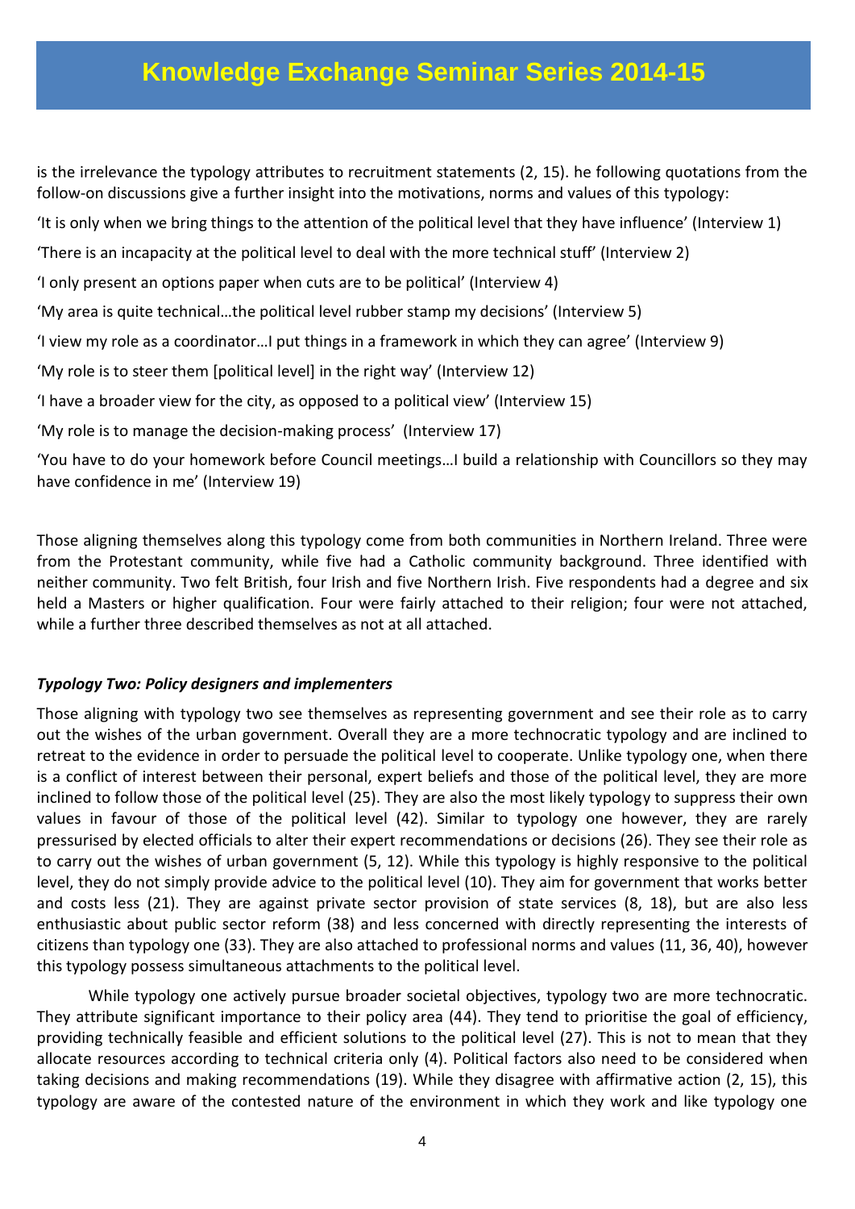is the irrelevance the typology attributes to recruitment statements (2, 15). he following quotations from the follow-on discussions give a further insight into the motivations, norms and values of this typology:

'It is only when we bring things to the attention of the political level that they have influence' (Interview 1)

'There is an incapacity at the political level to deal with the more technical stuff' (Interview 2)

'I only present an options paper when cuts are to be political' (Interview 4)

'My area is quite technical…the political level rubber stamp my decisions' (Interview 5)

'I view my role as a coordinator…I put things in a framework in which they can agree' (Interview 9)

'My role is to steer them [political level] in the right way' (Interview 12)

'I have a broader view for the city, as opposed to a political view' (Interview 15)

'My role is to manage the decision-making process' (Interview 17)

'You have to do your homework before Council meetings…I build a relationship with Councillors so they may have confidence in me' (Interview 19)

Those aligning themselves along this typology come from both communities in Northern Ireland. Three were from the Protestant community, while five had a Catholic community background. Three identified with neither community. Two felt British, four Irish and five Northern Irish. Five respondents had a degree and six held a Masters or higher qualification. Four were fairly attached to their religion; four were not attached, while a further three described themselves as not at all attached.

***Typology Two: Policy designers and implementers***

Those aligning with typology two see themselves as representing government and see their role as to carry out the wishes of the urban government. Overall they are a more technocratic typology and are inclined to retreat to the evidence in order to persuade the political level to cooperate. Unlike typology one, when there is a conflict of interest between their personal, expert beliefs and those of the political level, they are more inclined to follow those of the political level (25). They are also the most likely typology to suppress their own values in favour of those of the political level (42). Similar to typology one however, they are rarely pressurised by elected officials to alter their expert recommendations or decisions (26). They see their role as to carry out the wishes of urban government (5, 12). While this typology is highly responsive to the political level, they do not simply provide advice to the political level (10). They aim for government that works better and costs less (21). They are against private sector provision of state services (8, 18), but are also less enthusiastic about public sector reform (38) and less concerned with directly representing the interests of citizens than typology one (33). They are also attached to professional norms and values (11, 36, 40), however this typology possess simultaneous attachments to the political level.

While typology one actively pursue broader societal objectives, typology two are more technocratic. They attribute significant importance to their policy area (44). They tend to prioritise the goal of efficiency, providing technically feasible and efficient solutions to the political level (27). This is not to mean that they allocate resources according to technical criteria only (4). Political factors also need to be considered when taking decisions and making recommendations (19). While they disagree with affirmative action (2, 15), this typology are aware of the contested nature of the environment in which they work and like typology one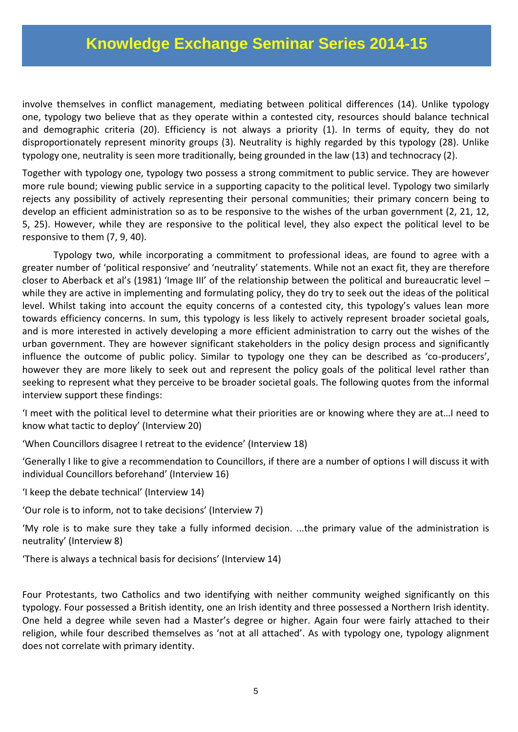involve themselves in conflict management, mediating between political differences (14). Unlike typology one, typology two believe that as they operate within a contested city, resources should balance technical and demographic criteria (20). Efficiency is not always a priority (1). In terms of equity, they do not disproportionately represent minority groups (3). Neutrality is highly regarded by this typology (28). Unlike typology one, neutrality is seen more traditionally, being grounded in the law (13) and technocracy (2).

Together with typology one, typology two possess a strong commitment to public service. They are however more rule bound; viewing public service in a supporting capacity to the political level. Typology two similarly rejects any possibility of actively representing their personal communities; their primary concern being to develop an efficient administration so as to be responsive to the wishes of the urban government (2, 21, 12, 5, 25). However, while they are responsive to the political level, they also expect the political level to be responsive to them (7, 9, 40).

Typology two, while incorporating a commitment to professional ideas, are found to agree with a greater number of 'political responsive' and 'neutrality' statements. While not an exact fit, they are therefore closer to Aberback et al's (1981) 'Image III' of the relationship between the political and bureaucratic level – while they are active in implementing and formulating policy, they do try to seek out the ideas of the political level. Whilst taking into account the equity concerns of a contested city, this typology's values lean more towards efficiency concerns. In sum, this typology is less likely to actively represent broader societal goals, and is more interested in actively developing a more efficient administration to carry out the wishes of the urban government. They are however significant stakeholders in the policy design process and significantly influence the outcome of public policy. Similar to typology one they can be described as 'co-producers', however they are more likely to seek out and represent the policy goals of the political level rather than seeking to represent what they perceive to be broader societal goals. The following quotes from the informal interview support these findings:

'I meet with the political level to determine what their priorities are or knowing where they are at…I need to know what tactic to deploy' (Interview 20)

'When Councillors disagree I retreat to the evidence' (Interview 18)

'Generally I like to give a recommendation to Councillors, if there are a number of options I will discuss it with individual Councillors beforehand' (Interview 16)

'I keep the debate technical' (Interview 14)

'Our role is to inform, not to take decisions' (Interview 7)

'My role is to make sure they take a fully informed decision. ...the primary value of the administration is neutrality' (Interview 8)

'There is always a technical basis for decisions' (Interview 14)

Four Protestants, two Catholics and two identifying with neither community weighed significantly on this typology. Four possessed a British identity, one an Irish identity and three possessed a Northern Irish identity. One held a degree while seven had a Master's degree or higher. Again four were fairly attached to their religion, while four described themselves as 'not at all attached'. As with typology one, typology alignment does not correlate with primary identity.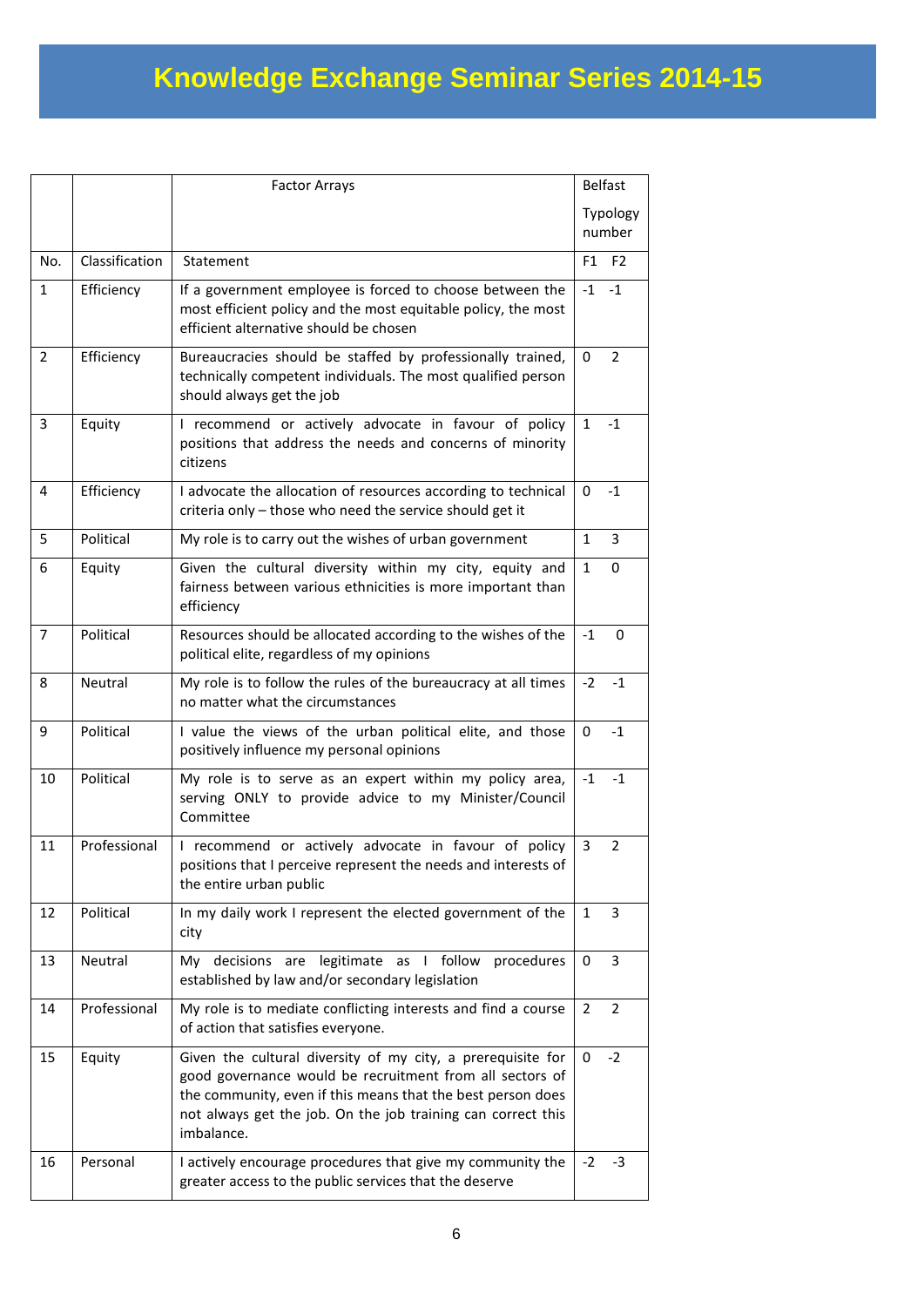# Knowledge Exchange Seminar Series 2014-15

| | | Factor Arrays | Belfast Typology number | |
|---|---|---|---|---|
| No. | Classification | Statement | F1 | F2 |
| 1 | Efficiency | If a government employee is forced to choose between the most efficient policy and the most equitable policy, the most efficient alternative should be chosen | -1 | -1 |
| 2 | Efficiency | Bureaucracies should be staffed by professionally trained, technically competent individuals. The most qualified person should always get the job | 0 | 2 |
| 3 | Equity | I recommend or actively advocate in favour of policy positions that address the needs and concerns of minority citizens | 1 | -1 |
| 4 | Efficiency | I advocate the allocation of resources according to technical criteria only – those who need the service should get it | 0 | -1 |
| 5 | Political | My role is to carry out the wishes of urban government | 1 | 3 |
| 6 | Equity | Given the cultural diversity within my city, equity and fairness between various ethnicities is more important than efficiency | 1 | 0 |
| 7 | Political | Resources should be allocated according to the wishes of the political elite, regardless of my opinions | -1 | 0 |
| 8 | Neutral | My role is to follow the rules of the bureaucracy at all times no matter what the circumstances | -2 | -1 |
| 9 | Political | I value the views of the urban political elite, and those positively influence my personal opinions | 0 | -1 |
| 10 | Political | My role is to serve as an expert within my policy area, serving ONLY to provide advice to my Minister/Council Committee | -1 | -1 |
| 11 | Professional | I recommend or actively advocate in favour of policy positions that I perceive represent the needs and interests of the entire urban public | 3 | 2 |
| 12 | Political | In my daily work I represent the elected government of the city | 1 | 3 |
| 13 | Neutral | My decisions are legitimate as I follow procedures established by law and/or secondary legislation | 0 | 3 |
| 14 | Professional | My role is to mediate conflicting interests and find a course of action that satisfies everyone. | 2 | 2 |
| 15 | Equity | Given the cultural diversity of my city, a prerequisite for good governance would be recruitment from all sectors of the community, even if this means that the best person does not always get the job. On the job training can correct this imbalance. | 0 | -2 |
| 16 | Personal | I actively encourage procedures that give my community the greater access to the public services that the deserve | -2 | -3 |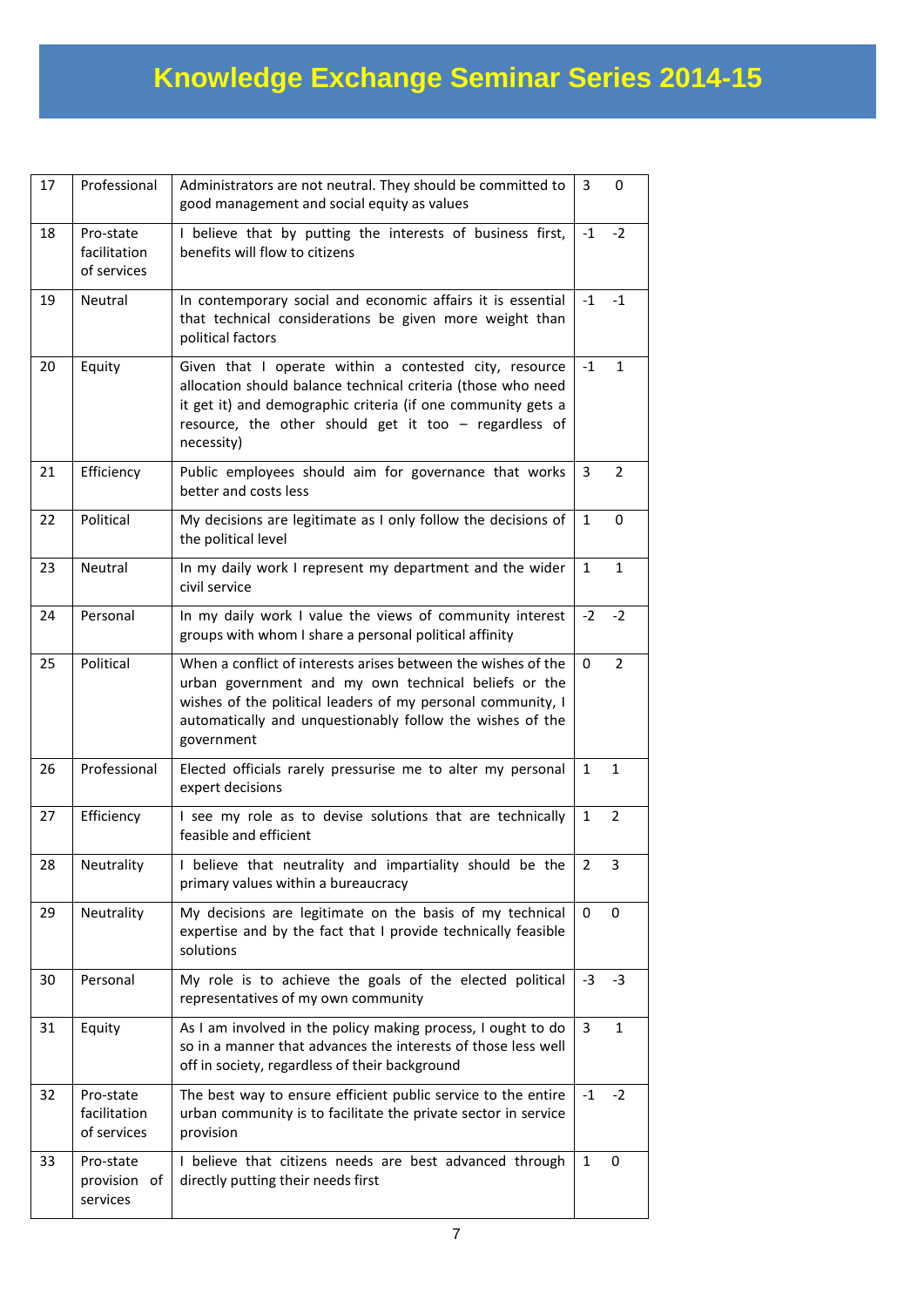# Knowledge Exchange Seminar Series 2014-15

| | | | | |
|---|---|---|---|---|
| 17 | Professional | Administrators are not neutral. They should be committed to good management and social equity as values | 3 | 0 |
| 18 | Pro-state facilitation of services | I believe that by putting the interests of business first, benefits will flow to citizens | -1 | -2 |
| 19 | Neutral | In contemporary social and economic affairs it is essential that technical considerations be given more weight than political factors | -1 | -1 |
| 20 | Equity | Given that I operate within a contested city, resource allocation should balance technical criteria (those who need it get it) and demographic criteria (if one community gets a resource, the other should get it too – regardless of necessity) | -1 | 1 |
| 21 | Efficiency | Public employees should aim for governance that works better and costs less | 3 | 2 |
| 22 | Political | My decisions are legitimate as I only follow the decisions of the political level | 1 | 0 |
| 23 | Neutral | In my daily work I represent my department and the wider civil service | 1 | 1 |
| 24 | Personal | In my daily work I value the views of community interest groups with whom I share a personal political affinity | -2 | -2 |
| 25 | Political | When a conflict of interests arises between the wishes of the urban government and my own technical beliefs or the wishes of the political leaders of my personal community, I automatically and unquestionably follow the wishes of the government | 0 | 2 |
| 26 | Professional | Elected officials rarely pressurise me to alter my personal expert decisions | 1 | 1 |
| 27 | Efficiency | I see my role as to devise solutions that are technically feasible and efficient | 1 | 2 |
| 28 | Neutrality | I believe that neutrality and impartiality should be the primary values within a bureaucracy | 2 | 3 |
| 29 | Neutrality | My decisions are legitimate on the basis of my technical expertise and by the fact that I provide technically feasible solutions | 0 | 0 |
| 30 | Personal | My role is to achieve the goals of the elected political representatives of my own community | -3 | -3 |
| 31 | Equity | As I am involved in the policy making process, I ought to do so in a manner that advances the interests of those less well off in society, regardless of their background | 3 | 1 |
| 32 | Pro-state facilitation of services | The best way to ensure efficient public service to the entire urban community is to facilitate the private sector in service provision | -1 | -2 |
| 33 | Pro-state provision of services | I believe that citizens needs are best advanced through directly putting their needs first | 1 | 0 |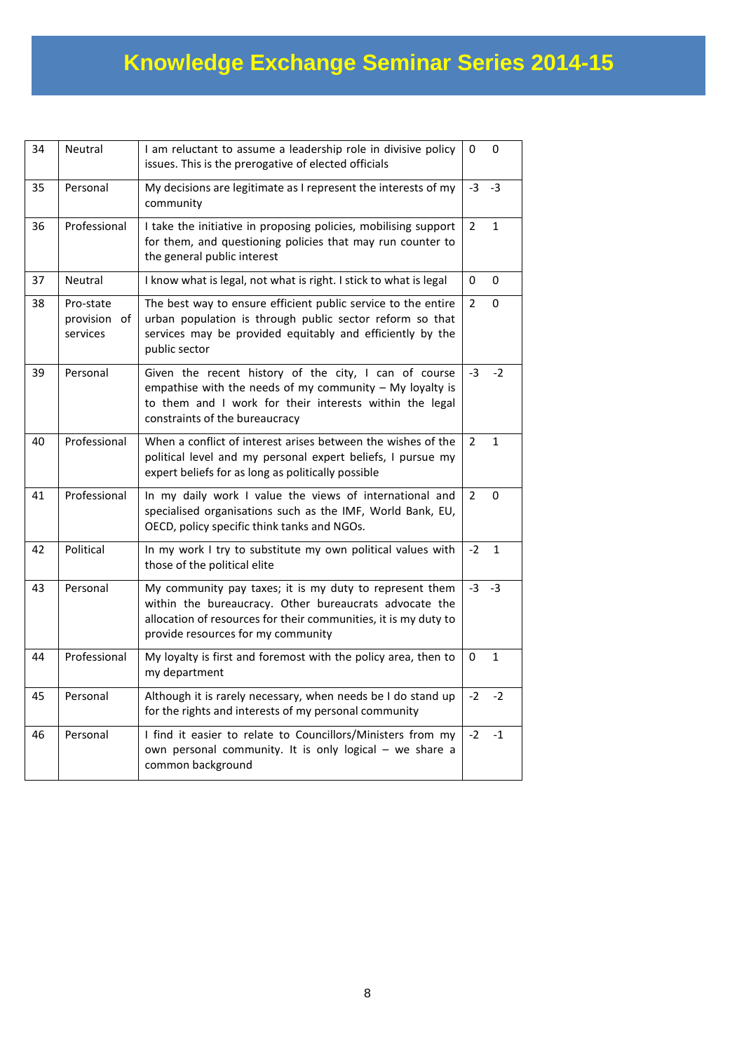| 34 | Neutral | I am reluctant to assume a leadership role in divisive policy issues. This is the prerogative of elected officials | 0 | 0 |
|---|---|---|---|---|
| 35 | Personal | My decisions are legitimate as I represent the interests of my community | -3 | -3 |
| 36 | Professional | I take the initiative in proposing policies, mobilising support for them, and questioning policies that may run counter to the general public interest | 2 | 1 |
| 37 | Neutral | I know what is legal, not what is right. I stick to what is legal | 0 | 0 |
| 38 | Pro-state provision of services | The best way to ensure efficient public service to the entire urban population is through public sector reform so that services may be provided equitably and efficiently by the public sector | 2 | 0 |
| 39 | Personal | Given the recent history of the city, I can of course empathise with the needs of my community – My loyalty is to them and I work for their interests within the legal constraints of the bureaucracy | -3 | -2 |
| 40 | Professional | When a conflict of interest arises between the wishes of the political level and my personal expert beliefs, I pursue my expert beliefs for as long as politically possible | 2 | 1 |
| 41 | Professional | In my daily work I value the views of international and specialised organisations such as the IMF, World Bank, EU, OECD, policy specific think tanks and NGOs. | 2 | 0 |
| 42 | Political | In my work I try to substitute my own political values with those of the political elite | -2 | 1 |
| 43 | Personal | My community pay taxes; it is my duty to represent them within the bureaucracy. Other bureaucrats advocate the allocation of resources for their communities, it is my duty to provide resources for my community | -3 | -3 |
| 44 | Professional | My loyalty is first and foremost with the policy area, then to my department | 0 | 1 |
| 45 | Personal | Although it is rarely necessary, when needs be I do stand up for the rights and interests of my personal community | -2 | -2 |
| 46 | Personal | I find it easier to relate to Councillors/Ministers from my own personal community. It is only logical – we share a common background | -2 | -1 |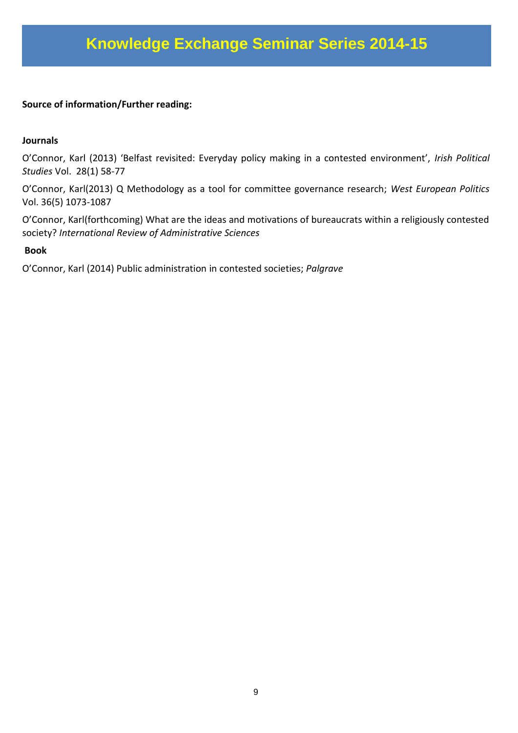# Knowledge Exchange Seminar Series 2014-15

**Source of information/Further reading:**

**Journals**

O'Connor, Karl (2013) 'Belfast revisited: Everyday policy making in a contested environment', *Irish Political Studies* Vol. 28(1) 58-77

O'Connor, Karl(2013) Q Methodology as a tool for committee governance research; *West European Politics* Vol. 36(5) 1073-1087

O'Connor, Karl(forthcoming) What are the ideas and motivations of bureaucrats within a religiously contested society? *International Review of Administrative Sciences*

**Book**

O'Connor, Karl (2014) Public administration in contested societies; *Palgrave*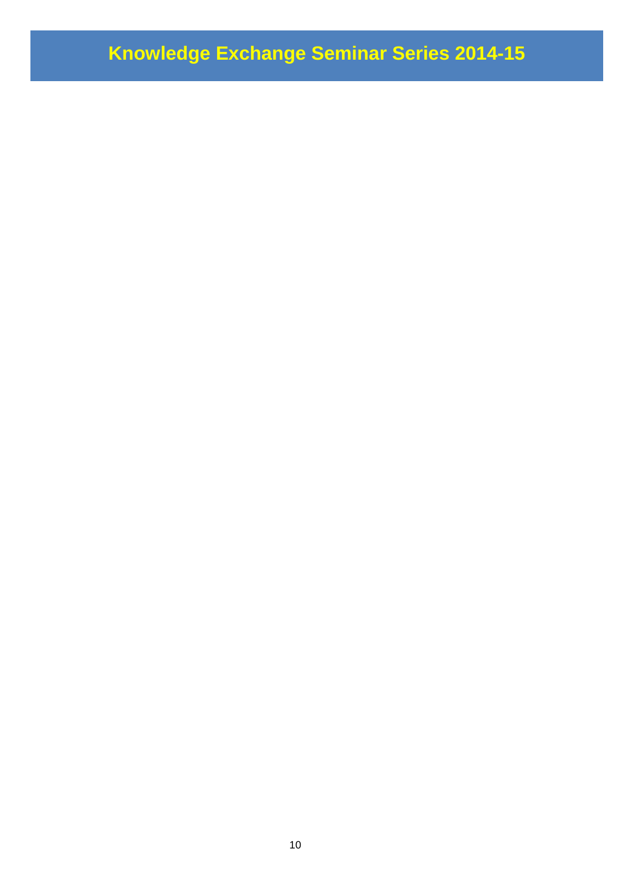# Knowledge Exchange Seminar Series 2014-15